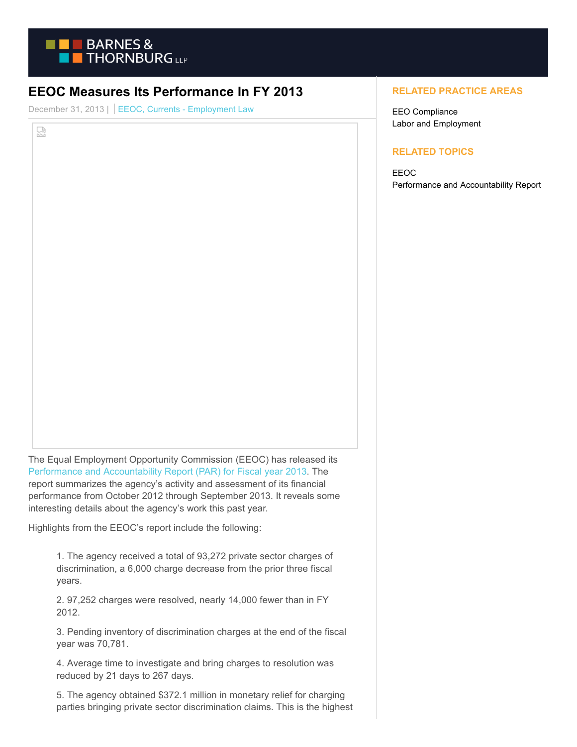# EEOC Measures Its Performance In FY 2013

December 31, 2013 | EEOC, Currents - Employment Law

The Equal Employment Opportunity Commission (EEOC) has released its Performance and Accountability Report (PAR) for Fiscal year 2013. The report summarizes the agency's activity and assessment of its financial performance from October 2012 through September 2013. It reveals some interesting details about the agency's work this past year.

Highlights from the EEOC's report include the following:

1. The agency received a total of 93,272 private sector charges of discrimination, a 6,000 charge decrease from the prior three fiscal years.

2. 97,252 charges were resolved, nearly 14,000 fewer than in FY 2012.

3. Pending inventory of discrimination charges at the end of the fiscal year was 70,781.

4. Average time to investigate and bring charges to resolution was reduced by 21 days to 267 days.

5. The agency obtained $372.1 million in monetary relief for charging parties bringing private sector discrimination claims. This is the highest

## RELATED PRACTICE AREAS

EEO Compliance
Labor and Employment

## RELATED TOPICS

EEOC
Performance and Accountability Report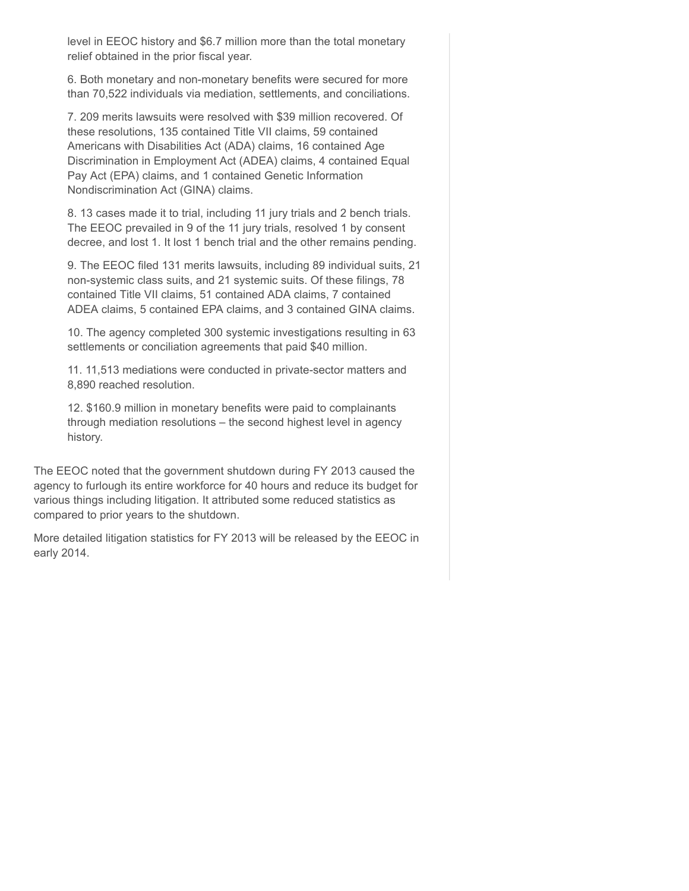level in EEOC history and $6.7 million more than the total monetary relief obtained in the prior fiscal year.

6. Both monetary and non-monetary benefits were secured for more than 70,522 individuals via mediation, settlements, and conciliations.

7. 209 merits lawsuits were resolved with $39 million recovered. Of these resolutions, 135 contained Title VII claims, 59 contained Americans with Disabilities Act (ADA) claims, 16 contained Age Discrimination in Employment Act (ADEA) claims, 4 contained Equal Pay Act (EPA) claims, and 1 contained Genetic Information Nondiscrimination Act (GINA) claims.

8. 13 cases made it to trial, including 11 jury trials and 2 bench trials. The EEOC prevailed in 9 of the 11 jury trials, resolved 1 by consent decree, and lost 1. It lost 1 bench trial and the other remains pending.

9. The EEOC filed 131 merits lawsuits, including 89 individual suits, 21 non-systemic class suits, and 21 systemic suits. Of these filings, 78 contained Title VII claims, 51 contained ADA claims, 7 contained ADEA claims, 5 contained EPA claims, and 3 contained GINA claims.

10. The agency completed 300 systemic investigations resulting in 63 settlements or conciliation agreements that paid $40 million.

11. 11,513 mediations were conducted in private-sector matters and 8,890 reached resolution.

12. $160.9 million in monetary benefits were paid to complainants through mediation resolutions – the second highest level in agency history.

The EEOC noted that the government shutdown during FY 2013 caused the agency to furlough its entire workforce for 40 hours and reduce its budget for various things including litigation. It attributed some reduced statistics as compared to prior years to the shutdown.

More detailed litigation statistics for FY 2013 will be released by the EEOC in early 2014.